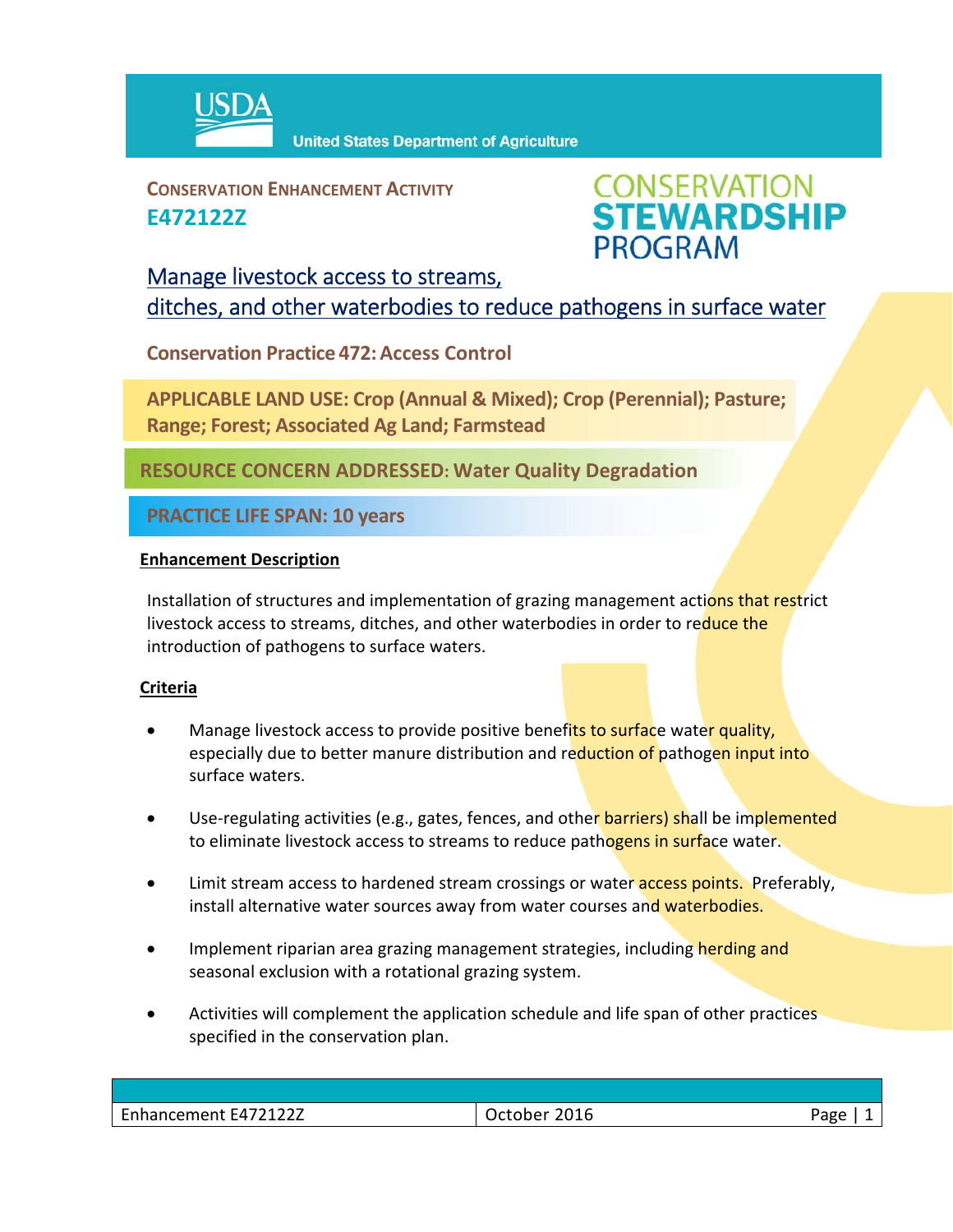USDA United States Department of Agriculture

**CONSERVATION ENHANCEMENT ACTIVITY**
**E472122Z**

**CONSERVATION STEWARDSHIP PROGRAM**

# Manage livestock access to streams, ditches, and other waterbodies to reduce pathogens in surface water

**Conservation Practice 472: Access Control**

**APPLICABLE LAND USE: Crop (Annual & Mixed); Crop (Perennial); Pasture; Range; Forest; Associated Ag Land; Farmstead**

**RESOURCE CONCERN ADDRESSED: Water Quality Degradation**

**PRACTICE LIFE SPAN: 10 years**

## Enhancement Description

Installation of structures and implementation of grazing management actions that restrict livestock access to streams, ditches, and other waterbodies in order to reduce the introduction of pathogens to surface waters.

## Criteria

- Manage livestock access to provide positive benefits to surface water quality, especially due to better manure distribution and reduction of pathogen input into surface waters.
- Use-regulating activities (e.g., gates, fences, and other barriers) shall be implemented to eliminate livestock access to streams to reduce pathogens in surface water.
- Limit stream access to hardened stream crossings or water access points. Preferably, install alternative water sources away from water courses and waterbodies.
- Implement riparian area grazing management strategies, including herding and seasonal exclusion with a rotational grazing system.
- Activities will complement the application schedule and life span of other practices specified in the conservation plan.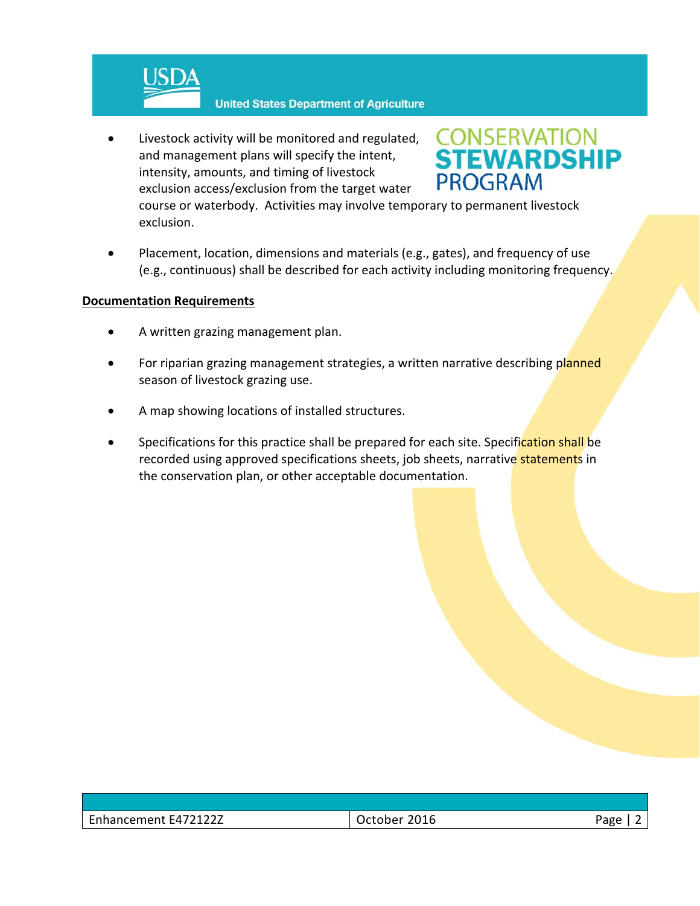- Livestock activity will be monitored and regulated, and management plans will specify the intent, intensity, amounts, and timing of livestock exclusion access/exclusion from the target water course or waterbody. Activities may involve temporary to permanent livestock exclusion.

- Placement, location, dimensions and materials (e.g., gates), and frequency of use (e.g., continuous) shall be described for each activity including monitoring frequency.

**Documentation Requirements**

- A written grazing management plan.

- For riparian grazing management strategies, a written narrative describing planned season of livestock grazing use.

- A map showing locations of installed structures.

- Specifications for this practice shall be prepared for each site. Specification shall be recorded using approved specifications sheets, job sheets, narrative statements in the conservation plan, or other acceptable documentation.